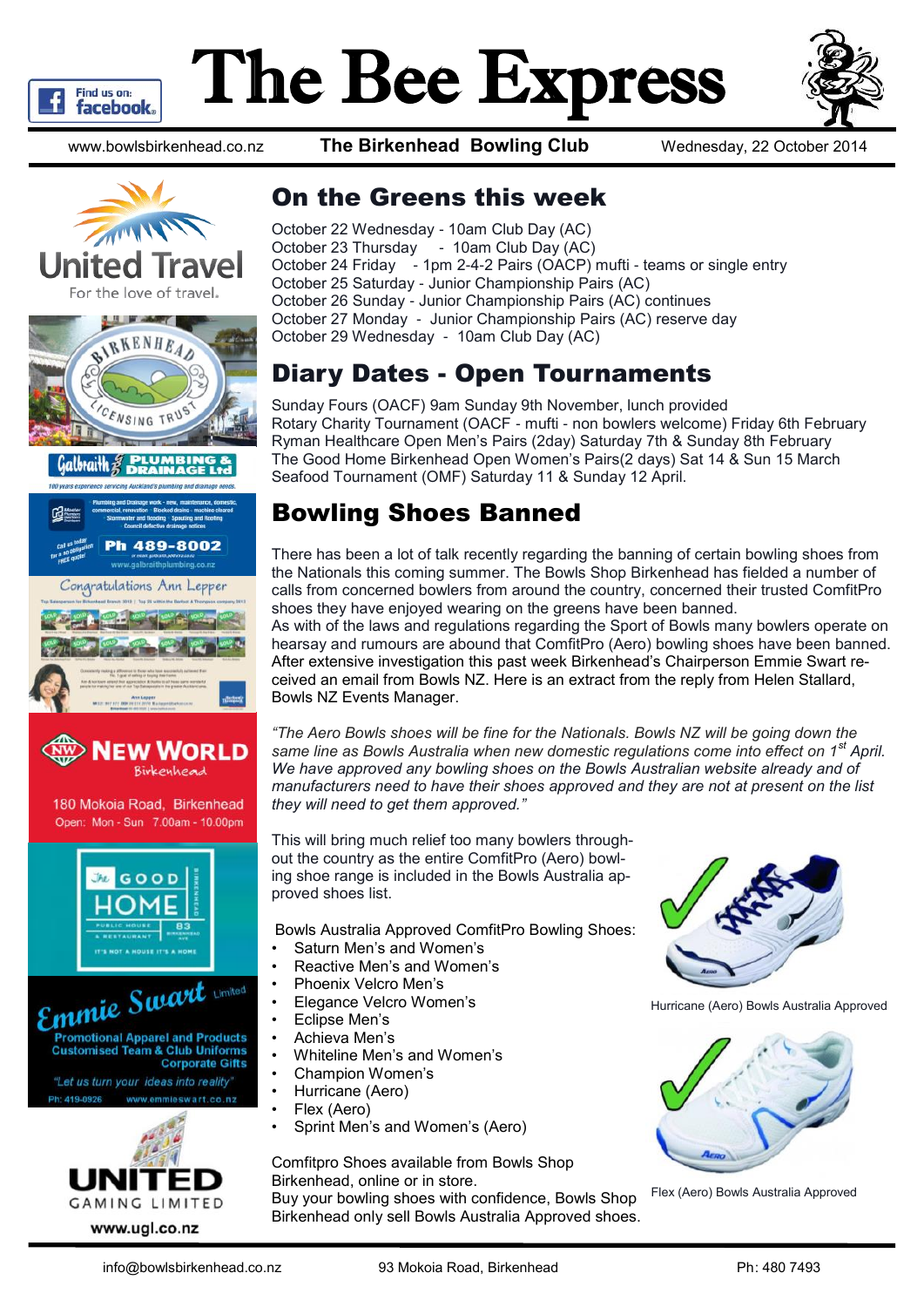# The Bee Express

www.bowlsbirkenhead.co.nz **The Birkenhead Bowling Club** Wednesday, 22 October 2014

## On the Greens this week

October 22 Wednesday - 10am Club Day (AC)
October 23 Thursday - 10am Club Day (AC)
October 24 Friday - 1pm 2-4-2 Pairs (OACP) mufti - teams or single entry
October 25 Saturday - Junior Championship Pairs (AC)
October 26 Sunday - Junior Championship Pairs (AC) continues
October 27 Monday - Junior Championship Pairs (AC) reserve day
October 29 Wednesday - 10am Club Day (AC)

## Diary Dates - Open Tournaments

Sunday Fours (OACF) 9am Sunday 9th November, lunch provided
Rotary Charity Tournament (OACF - mufti - non bowlers welcome) Friday 6th February
Ryman Healthcare Open Men's Pairs (2day) Saturday 7th & Sunday 8th February
The Good Home Birkenhead Open Women's Pairs(2 days) Sat 14 & Sun 15 March
Seafood Tournament (OMF) Saturday 11 & Sunday 12 April.

## Bowling Shoes Banned

There has been a lot of talk recently regarding the banning of certain bowling shoes from the Nationals this coming summer. The Bowls Shop Birkenhead has fielded a number of calls from concerned bowlers from around the country, concerned their trusted ComfitPro shoes they have enjoyed wearing on the greens have been banned.
As with of the laws and regulations regarding the Sport of Bowls many bowlers operate on hearsay and rumours are abound that ComfitPro (Aero) bowling shoes have been banned. After extensive investigation this past week Birkenhead's Chairperson Emmie Swart received an email from Bowls NZ. Here is an extract from the reply from Helen Stallard, Bowls NZ Events Manager.

*"The Aero Bowls shoes will be fine for the Nationals. Bowls NZ will be going down the same line as Bowls Australia when new domestic regulations come into effect on 1st April. We have approved any bowling shoes on the Bowls Australian website already and of manufacturers need to have their shoes approved and they are not at present on the list they will need to get them approved."*

This will bring much relief too many bowlers throughout the country as the entire ComfitPro (Aero) bowling shoe range is included in the Bowls Australia approved shoes list.

Bowls Australia Approved ComfitPro Bowling Shoes:

- Saturn Men's and Women's
- Reactive Men's and Women's
- Phoenix Velcro Men's
- Elegance Velcro Women's
- Eclipse Men's
- Achieva Men's
- Whiteline Men's and Women's
- Champion Women's
- Hurricane (Aero)
- Flex (Aero)
- Sprint Men's and Women's (Aero)

Hurricane (Aero) Bowls Australia Approved

Flex (Aero) Bowls Australia Approved

Comfitpro Shoes available from Bowls Shop Birkenhead, online or in store.
Buy your bowling shoes with confidence, Bowls Shop Birkenhead only sell Bowls Australia Approved shoes.

info@bowlsbirkenhead.co.nz 93 Mokoia Road, Birkenhead Ph: 480 7493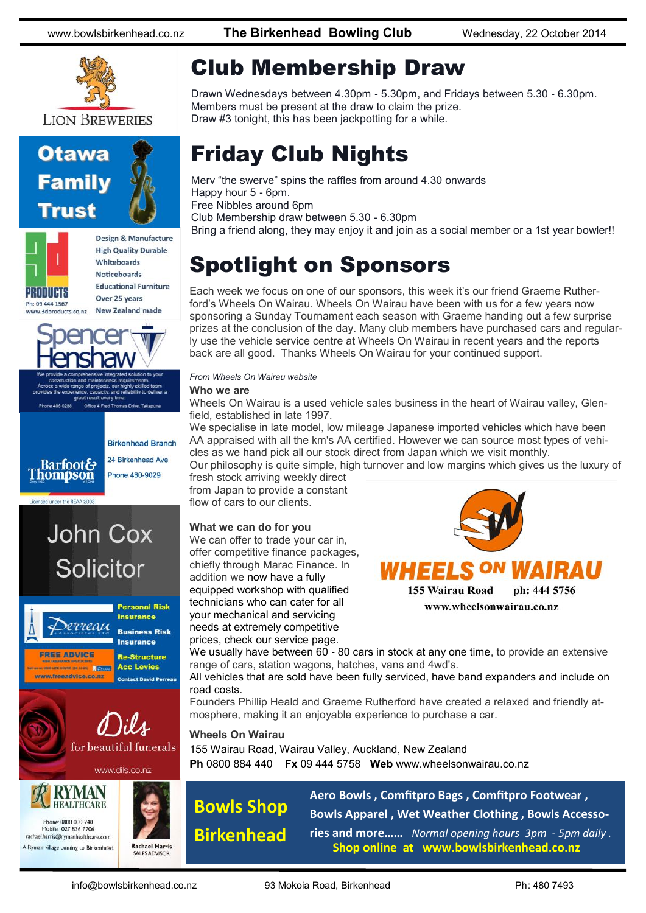# Club Membership Draw

Drawn Wednesdays between 4.30pm - 5.30pm, and Fridays between 5.30 - 6.30pm. Members must be present at the draw to claim the prize.
Draw #3 tonight, this has been jackpotting for a while.

# Friday Club Nights

Merv "the swerve" spins the raffles from around 4.30 onwards
Happy hour 5 - 6pm.
Free Nibbles around 6pm
Club Membership draw between 5.30 - 6.30pm
Bring a friend along, they may enjoy it and join as a social member or a 1st year bowler!!

# Spotlight on Sponsors

Each week we focus on one of our sponsors, this week it's our friend Graeme Rutherford's Wheels On Wairau. Wheels On Wairau have been with us for a few years now sponsoring a Sunday Tournament each season with Graeme handing out a few surprise prizes at the conclusion of the day. Many club members have purchased cars and regularly use the vehicle service centre at Wheels On Wairau in recent years and the reports back are all good. Thanks Wheels On Wairau for your continued support.

*From Wheels On Wairau website*

**Who we are**

Wheels On Wairau is a used vehicle sales business in the heart of Wairau valley, Glenfield, established in late 1997.
We specialise in late model, low mileage Japanese imported vehicles which have been AA appraised with all the km's AA certified. However we can source most types of vehicles as we hand pick all our stock direct from Japan which we visit monthly.
Our philosophy is quite simple, high turnover and low margins which gives us the luxury of fresh stock arriving weekly direct from Japan to provide a constant flow of cars to our clients.

**What we can do for you**

We can offer to trade your car in, offer competitive finance packages, chiefly through Marac Finance. In addition we now have a fully equipped workshop with qualified technicians who can cater for all your mechanical and servicing needs at extremely competitive prices, check our service page.
We usually have between 60 - 80 cars in stock at any one time, to provide an extensive range of cars, station wagons, hatches, vans and 4wd's.
All vehicles that are sold have been fully serviced, have band expanders and include on road costs.
Founders Phillip Heald and Graeme Rutherford have created a relaxed and friendly atmosphere, making it an enjoyable experience to purchase a car.

WHEELS ON WAIRAU
155 Wairau Road ph: 444 5756
www.wheelsonwairau.co.nz

**Wheels On Wairau**
155 Wairau Road, Wairau Valley, Auckland, New Zealand
**Ph** 0800 884 440 **Fx** 09 444 5758 **Web** www.wheelsonwairau.co.nz

**Bowls Shop Birkenhead**

**Aero Bowls , Comfitpro Bags , Comfitpro Footwear , Bowls Apparel , Wet Weather Clothing , Bowls Accessories and more......** *Normal opening hours 3pm - 5pm daily .*
**Shop online at www.bowlsbirkenhead.co.nz**

LION BREWERIES

Otawa Family Trust

PRODUCTS
Ph: 09 444 1567
www.3dproducts.co.nz
Design & Manufacture
High Quality Durable
Whiteboards
Noticeboards
Educational Furniture
Over 25 years
New Zealand made

Spencer Henshaw
We provide a comprehensive integrated solution to your construction and maintenance requirements. Across a wide range of projects, our highly skilled team provides the experience, capacity, and reliability to deliver a great result every time.
Phone 486 0288 Office 4 Fred Thomas Drive, Takapuna

Barfoot & Thompson
Birkenhead Branch
24 Birkenhead Ave
Phone 480-9029
Licensed under the REAA 2008

John Cox Solicitor

Perreau Associates Ltd
Personal Risk Insurance
Business Risk Insurance
Re-Structure Acc Levies
FREE ADVICE
www.freeadvice.co.nz
Contact David Perreau

Dils for beautiful funerals
www.dils.co.nz

RYMAN HEALTHCARE
Phone: 0800 000 240
Mobile: 027 836 7706
rachaelharris@rymanhealthcare.com
A Ryman village coming to Birkenhead
Rachael Harris
SALES ADVISOR